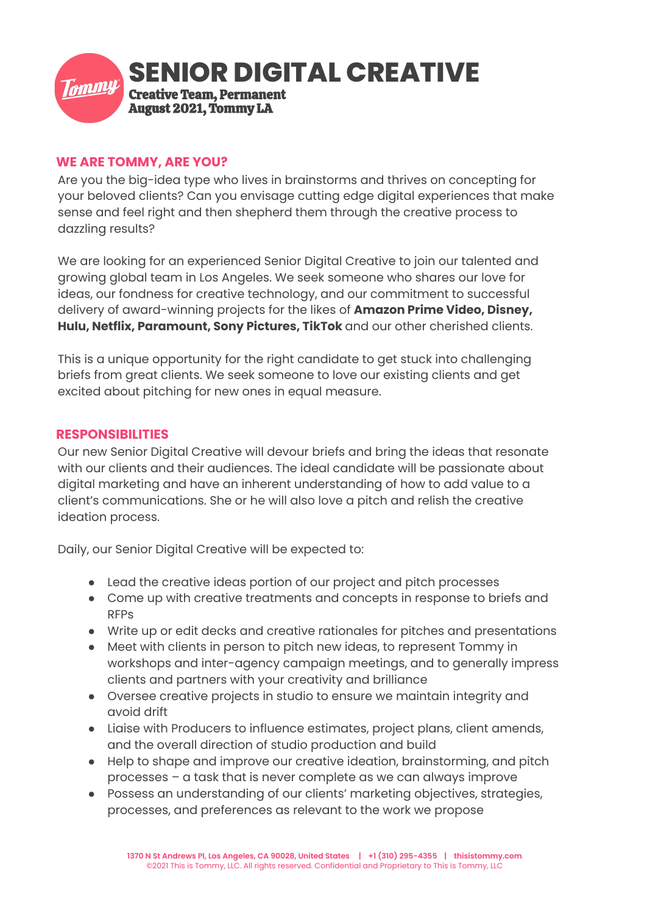# SENIOR DIGITAL CREATIVE

**Creative Team, Permanent**
**August 2021, Tommy LA**

## WE ARE TOMMY, ARE YOU?

Are you the big-idea type who lives in brainstorms and thrives on concepting for your beloved clients? Can you envisage cutting edge digital experiences that make sense and feel right and then shepherd them through the creative process to dazzling results?

We are looking for an experienced Senior Digital Creative to join our talented and growing global team in Los Angeles. We seek someone who shares our love for ideas, our fondness for creative technology, and our commitment to successful delivery of award-winning projects for the likes of **Amazon Prime Video, Disney, Hulu, Netflix, Paramount, Sony Pictures, TikTok** and our other cherished clients.

This is a unique opportunity for the right candidate to get stuck into challenging briefs from great clients. We seek someone to love our existing clients and get excited about pitching for new ones in equal measure.

## RESPONSIBILITIES

Our new Senior Digital Creative will devour briefs and bring the ideas that resonate with our clients and their audiences. The ideal candidate will be passionate about digital marketing and have an inherent understanding of how to add value to a client's communications. She or he will also love a pitch and relish the creative ideation process.

Daily, our Senior Digital Creative will be expected to:

- Lead the creative ideas portion of our project and pitch processes
- Come up with creative treatments and concepts in response to briefs and RFPs
- Write up or edit decks and creative rationales for pitches and presentations
- Meet with clients in person to pitch new ideas, to represent Tommy in workshops and inter-agency campaign meetings, and to generally impress clients and partners with your creativity and brilliance
- Oversee creative projects in studio to ensure we maintain integrity and avoid drift
- Liaise with Producers to influence estimates, project plans, client amends, and the overall direction of studio production and build
- Help to shape and improve our creative ideation, brainstorming, and pitch processes – a task that is never complete as we can always improve
- Possess an understanding of our clients' marketing objectives, strategies, processes, and preferences as relevant to the work we propose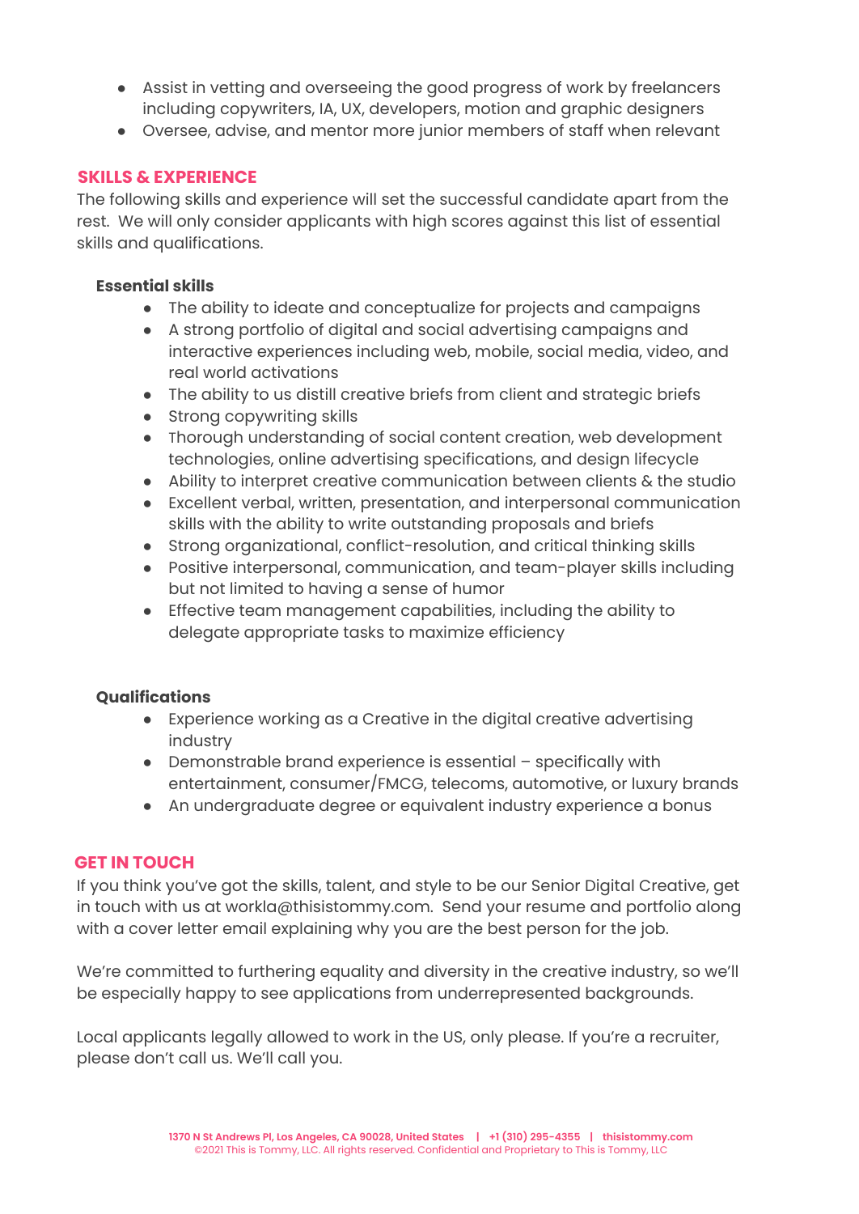- Assist in vetting and overseeing the good progress of work by freelancers including copywriters, IA, UX, developers, motion and graphic designers
- Oversee, advise, and mentor more junior members of staff when relevant

## SKILLS & EXPERIENCE

The following skills and experience will set the successful candidate apart from the rest. We will only consider applicants with high scores against this list of essential skills and qualifications.

### Essential skills

- The ability to ideate and conceptualize for projects and campaigns
- A strong portfolio of digital and social advertising campaigns and interactive experiences including web, mobile, social media, video, and real world activations
- The ability to us distill creative briefs from client and strategic briefs
- Strong copywriting skills
- Thorough understanding of social content creation, web development technologies, online advertising specifications, and design lifecycle
- Ability to interpret creative communication between clients & the studio
- Excellent verbal, written, presentation, and interpersonal communication skills with the ability to write outstanding proposals and briefs
- Strong organizational, conflict-resolution, and critical thinking skills
- Positive interpersonal, communication, and team-player skills including but not limited to having a sense of humor
- Effective team management capabilities, including the ability to delegate appropriate tasks to maximize efficiency

### Qualifications

- Experience working as a Creative in the digital creative advertising industry
- Demonstrable brand experience is essential – specifically with entertainment, consumer/FMCG, telecoms, automotive, or luxury brands
- An undergraduate degree or equivalent industry experience a bonus

## GET IN TOUCH

If you think you've got the skills, talent, and style to be our Senior Digital Creative, get in touch with us at workla@thisistommy.com. Send your resume and portfolio along with a cover letter email explaining why you are the best person for the job.

We're committed to furthering equality and diversity in the creative industry, so we'll be especially happy to see applications from underrepresented backgrounds.

Local applicants legally allowed to work in the US, only please. If you're a recruiter, please don't call us. We'll call you.